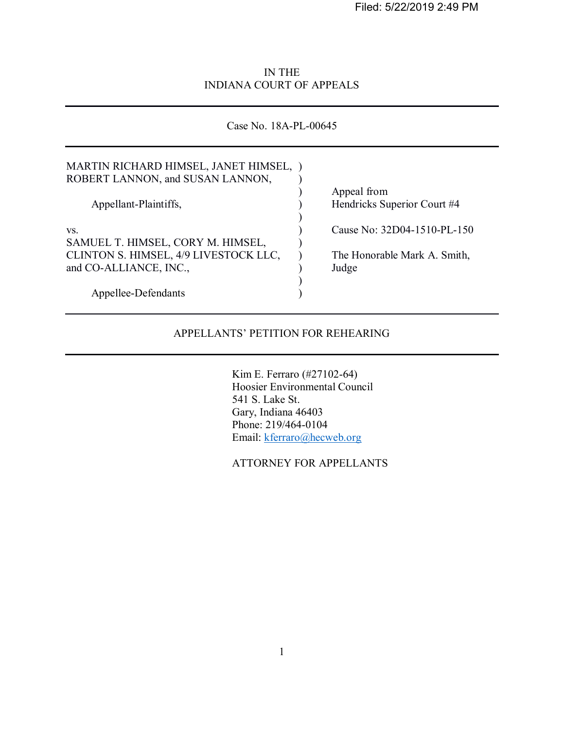Filed: 5/22/2019 2:49 PM

IN THE
INDIANA COURT OF APPEALS

---

Case No. 18A-PL-00645

---

| | | |
|---|---|---|
| MARTIN RICHARD HIMSEL, JANET HIMSEL, ROBERT LANNON, and SUSAN LANNON, | ) | Appeal from Hendricks Superior Court #4 |
| Appellant-Plaintiffs, | ) | |
| vs. | ) | Cause No: 32D04-1510-PL-150 |
| SAMUEL T. HIMSEL, CORY M. HIMSEL, CLINTON S. HIMSEL, 4/9 LIVESTOCK LLC, and CO-ALLIANCE, INC., | ) | The Honorable Mark A. Smith, Judge |
| Appellee-Defendants | ) | |

---

APPELLANTS' PETITION FOR REHEARING

---

Kim E. Ferraro (#27102-64)
Hoosier Environmental Council
541 S. Lake St.
Gary, Indiana 46403
Phone: 219/464-0104
Email: kferraro@hecweb.org

ATTORNEY FOR APPELLANTS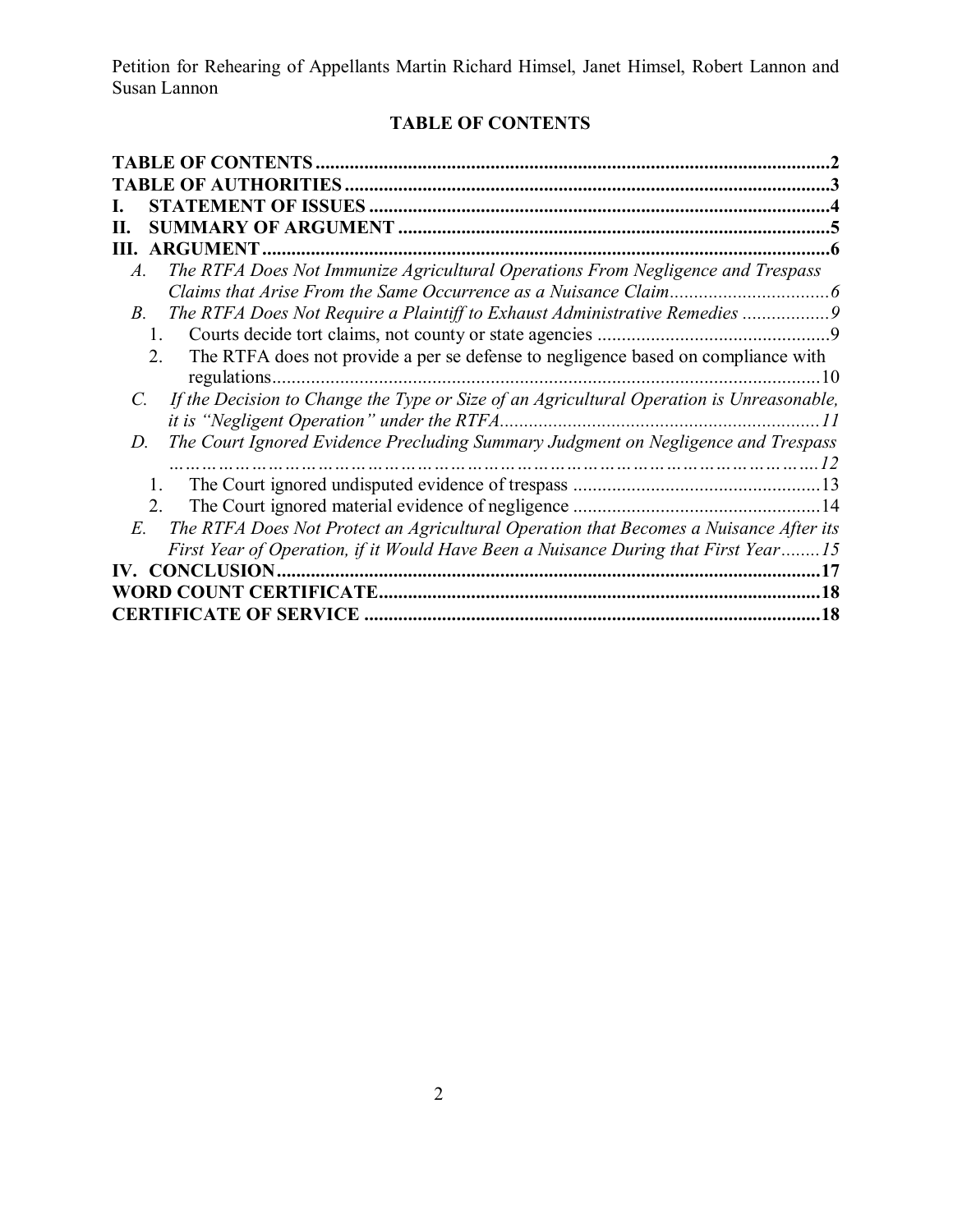## TABLE OF CONTENTS

**TABLE OF CONTENTS** ........................................................................................................ **2**

**TABLE OF AUTHORITIES** ................................................................................................ **3**

**I. STATEMENT OF ISSUES** ............................................................................................. **4**

**II. SUMMARY OF ARGUMENT** ....................................................................................... **5**

**III. ARGUMENT** .................................................................................................................. **6**

- *A. The RTFA Does Not Immunize Agricultural Operations From Negligence and Trespass Claims that Arise From the Same Occurrence as a Nuisance Claim* ................................ *6*
- *B. The RTFA Does Not Require a Plaintiff to Exhaust Administrative Remedies* .................. *9*
  1. Courts decide tort claims, not county or state agencies ............................................... 9
  2. The RTFA does not provide a per se defense to negligence based on compliance with regulations ................................................................................................................ 10
- *C. If the Decision to Change the Type or Size of an Agricultural Operation is Unreasonable, it is "Negligent Operation" under the RTFA* .................................................................. *11*
- *D. The Court Ignored Evidence Precluding Summary Judgment on Negligence and Trespass* ……………………………………………………………………………………….*12*
  1. The Court ignored undisputed evidence of trespass .................................................. 13
  2. The Court ignored material evidence of negligence .................................................. 14
- *E. The RTFA Does Not Protect an Agricultural Operation that Becomes a Nuisance After its First Year of Operation, if it Would Have Been a Nuisance During that First Year* ........ *15*

**IV. CONCLUSION** ................................................................................................................ **17**

**WORD COUNT CERTIFICATE** ......................................................................................... **18**

**CERTIFICATE OF SERVICE** ............................................................................................ **18**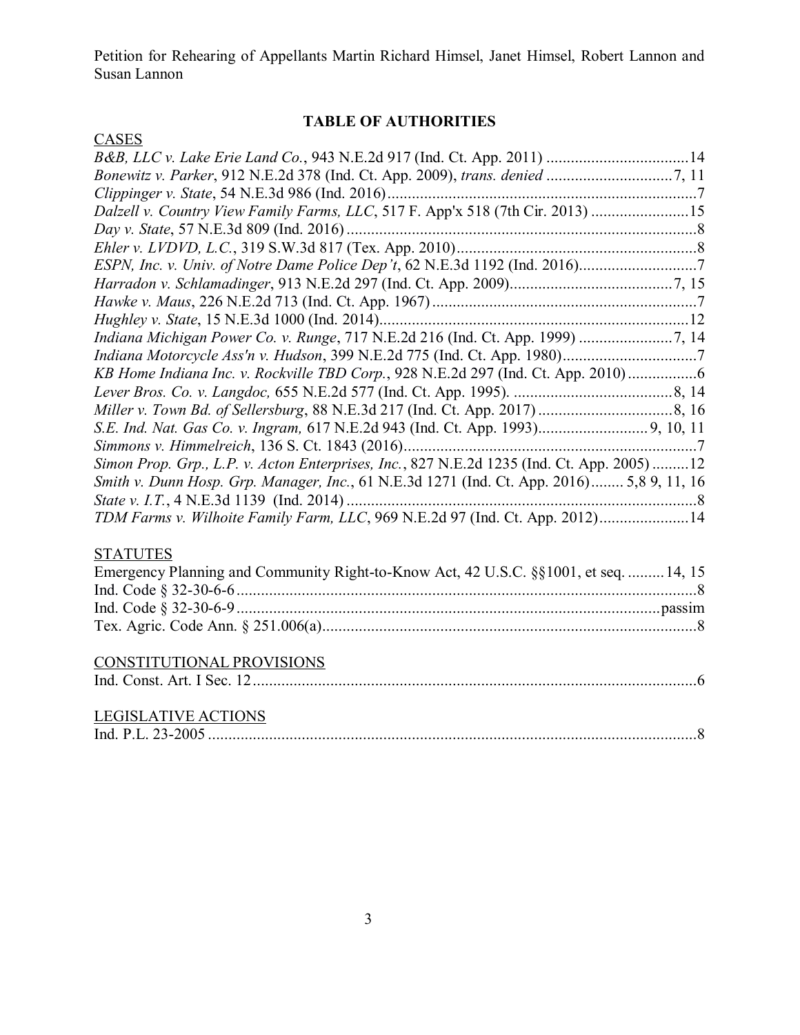# TABLE OF AUTHORITIES

## CASES

*B&B, LLC v. Lake Erie Land Co.*, 943 N.E.2d 917 (Ind. Ct. App. 2011) ....................................14

*Bonewitz v. Parker*, 912 N.E.2d 378 (Ind. Ct. App. 2009), *trans. denied* ...............................7, 11

*Clippinger v. State*, 54 N.E.3d 986 (Ind. 2016)............................................................................7

*Dalzell v. Country View Family Farms, LLC*, 517 F. App'x 518 (7th Cir. 2013) ........................15

*Day v. State*, 57 N.E.3d 809 (Ind. 2016) .......................................................................................8

*Ehler v. LVDVD, L.C.*, 319 S.W.3d 817 (Tex. App. 2010)............................................................8

*ESPN, Inc. v. Univ. of Notre Dame Police Dep't*, 62 N.E.3d 1192 (Ind. 2016).............................7

*Harradon v. Schlamadinger*, 913 N.E.2d 297 (Ind. Ct. App. 2009)........................................7, 15

*Hawke v. Maus*, 226 N.E.2d 713 (Ind. Ct. App. 1967) .................................................................7

*Hughley v. State*, 15 N.E.3d 1000 (Ind. 2014).............................................................................12

*Indiana Michigan Power Co. v. Runge*, 717 N.E.2d 216 (Ind. Ct. App. 1999) .......................7, 14

*Indiana Motorcycle Ass'n v. Hudson*, 399 N.E.2d 775 (Ind. Ct. App. 1980).................................7

*KB Home Indiana Inc. v. Rockville TBD Corp.*, 928 N.E.2d 297 (Ind. Ct. App. 2010) .................6

*Lever Bros. Co. v. Langdoc,* 655 N.E.2d 577 (Ind. Ct. App. 1995). .......................................8, 14

*Miller v. Town Bd. of Sellersburg*, 88 N.E.3d 217 (Ind. Ct. App. 2017) .................................8, 16

*S.E. Ind. Nat. Gas Co. v. Ingram,* 617 N.E.2d 943 (Ind. Ct. App. 1993)...........................9, 10, 11

*Simmons v. Himmelreich*, 136 S. Ct. 1843 (2016).........................................................................7

*Simon Prop. Grp., L.P. v. Acton Enterprises, Inc.*, 827 N.E.2d 1235 (Ind. Ct. App. 2005) .........12

*Smith v. Dunn Hosp. Grp. Manager, Inc.*, 61 N.E.3d 1271 (Ind. Ct. App. 2016)........ 5,8 9, 11, 16

*State v. I.T.*, 4 N.E.3d 1139 (Ind. 2014) .......................................................................................8

*TDM Farms v. Wilhoite Family Farm, LLC*, 969 N.E.2d 97 (Ind. Ct. App. 2012)......................14

## STATUTES

Emergency Planning and Community Right-to-Know Act, 42 U.S.C. §§1001, et seq. .........14, 15

Ind. Code § 32-30-6-6 ..................................................................................................................8

Ind. Code § 32-30-6-9 ..........................................................................................................passim

Tex. Agric. Code Ann. § 251.006(a)............................................................................................8

## CONSTITUTIONAL PROVISIONS

Ind. Const. Art. I Sec. 12..............................................................................................................6

## LEGISLATIVE ACTIONS

Ind. P.L. 23-2005 .........................................................................................................................8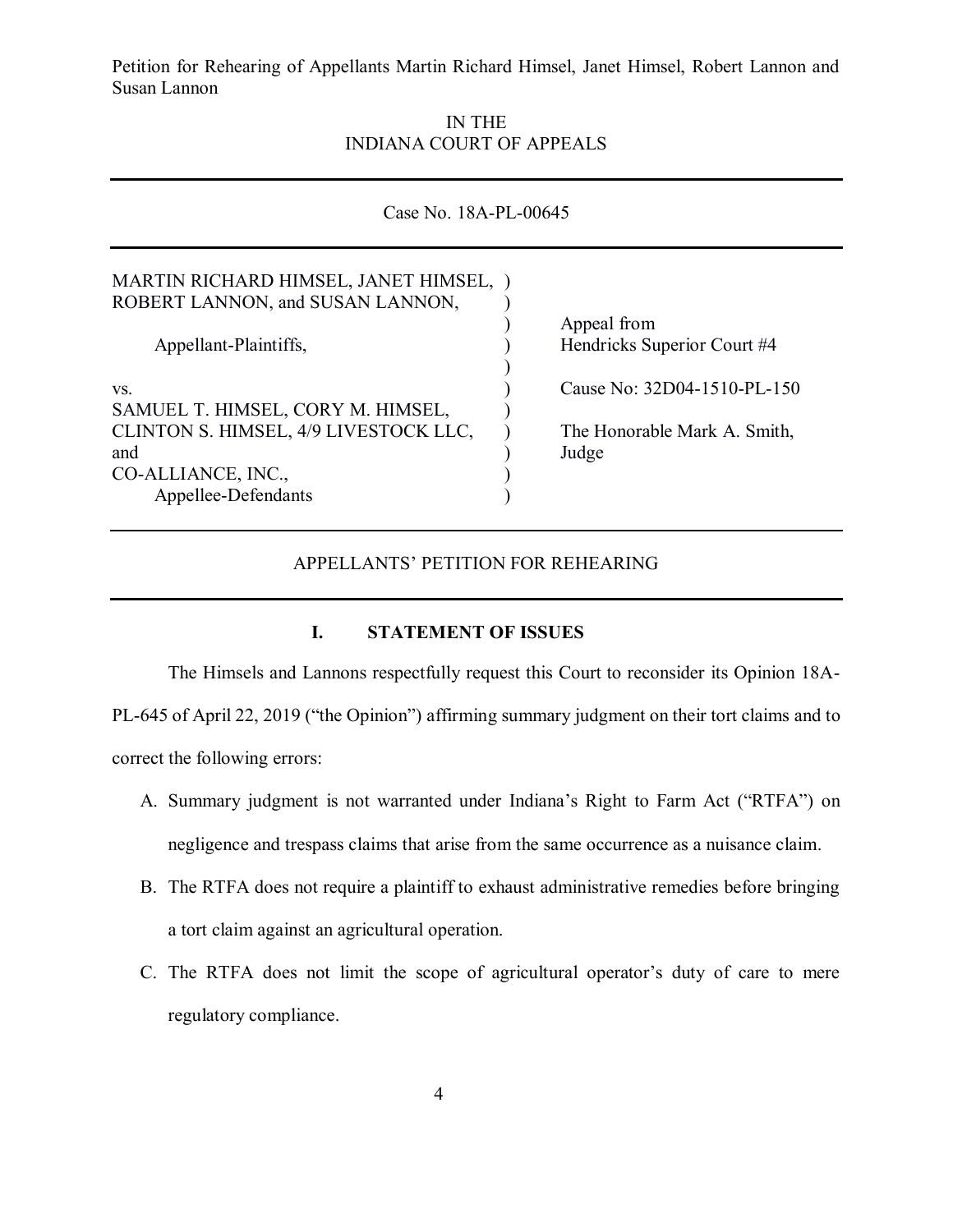Petition for Rehearing of Appellants Martin Richard Himsel, Janet Himsel, Robert Lannon and Susan Lannon

IN THE
INDIANA COURT OF APPEALS

Case No. 18A-PL-00645

| | |
|---|---|
| MARTIN RICHARD HIMSEL, JANET HIMSEL, ROBERT LANNON, and SUSAN LANNON, | |
| Appellant-Plaintiffs, | Appeal from Hendricks Superior Court #4 |
| vs. | Cause No: 32D04-1510-PL-150 |
| SAMUEL T. HIMSEL, CORY M. HIMSEL, CLINTON S. HIMSEL, 4/9 LIVESTOCK LLC, and CO-ALLIANCE, INC., | The Honorable Mark A. Smith, Judge |
| Appellee-Defendants | |

APPELLANTS' PETITION FOR REHEARING

## I. STATEMENT OF ISSUES

The Himsels and Lannons respectfully request this Court to reconsider its Opinion 18A-PL-645 of April 22, 2019 ("the Opinion") affirming summary judgment on their tort claims and to correct the following errors:

A. Summary judgment is not warranted under Indiana's Right to Farm Act ("RTFA") on negligence and trespass claims that arise from the same occurrence as a nuisance claim.

B. The RTFA does not require a plaintiff to exhaust administrative remedies before bringing a tort claim against an agricultural operation.

C. The RTFA does not limit the scope of agricultural operator's duty of care to mere regulatory compliance.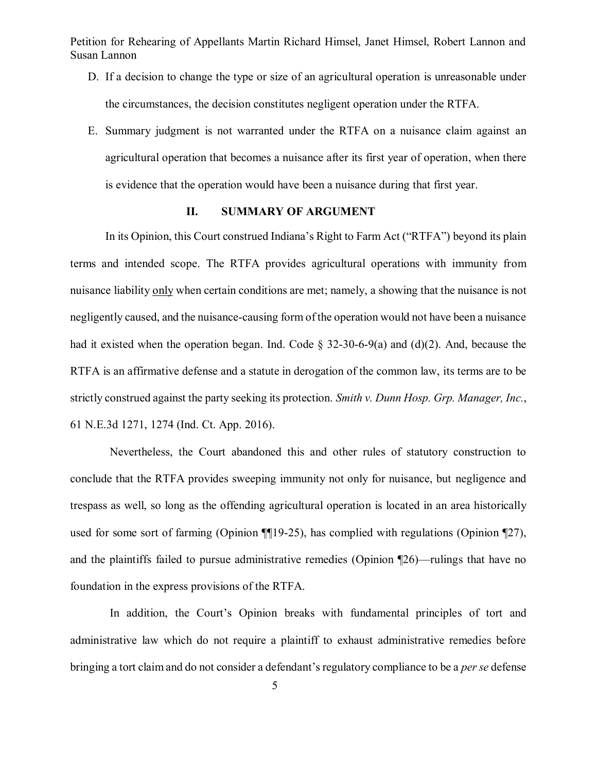D. If a decision to change the type or size of an agricultural operation is unreasonable under the circumstances, the decision constitutes negligent operation under the RTFA.

E. Summary judgment is not warranted under the RTFA on a nuisance claim against an agricultural operation that becomes a nuisance after its first year of operation, when there is evidence that the operation would have been a nuisance during that first year.

## II. SUMMARY OF ARGUMENT

In its Opinion, this Court construed Indiana's Right to Farm Act ("RTFA") beyond its plain terms and intended scope. The RTFA provides agricultural operations with immunity from nuisance liability <u>only</u> when certain conditions are met; namely, a showing that the nuisance is not negligently caused, and the nuisance-causing form of the operation would not have been a nuisance had it existed when the operation began. Ind. Code § 32-30-6-9(a) and (d)(2). And, because the RTFA is an affirmative defense and a statute in derogation of the common law, its terms are to be strictly construed against the party seeking its protection. *Smith v. Dunn Hosp. Grp. Manager, Inc.*, 61 N.E.3d 1271, 1274 (Ind. Ct. App. 2016).

Nevertheless, the Court abandoned this and other rules of statutory construction to conclude that the RTFA provides sweeping immunity not only for nuisance, but negligence and trespass as well, so long as the offending agricultural operation is located in an area historically used for some sort of farming (Opinion ¶¶19-25), has complied with regulations (Opinion ¶27), and the plaintiffs failed to pursue administrative remedies (Opinion ¶26)—rulings that have no foundation in the express provisions of the RTFA.

In addition, the Court's Opinion breaks with fundamental principles of tort and administrative law which do not require a plaintiff to exhaust administrative remedies before bringing a tort claim and do not consider a defendant's regulatory compliance to be a *per se* defense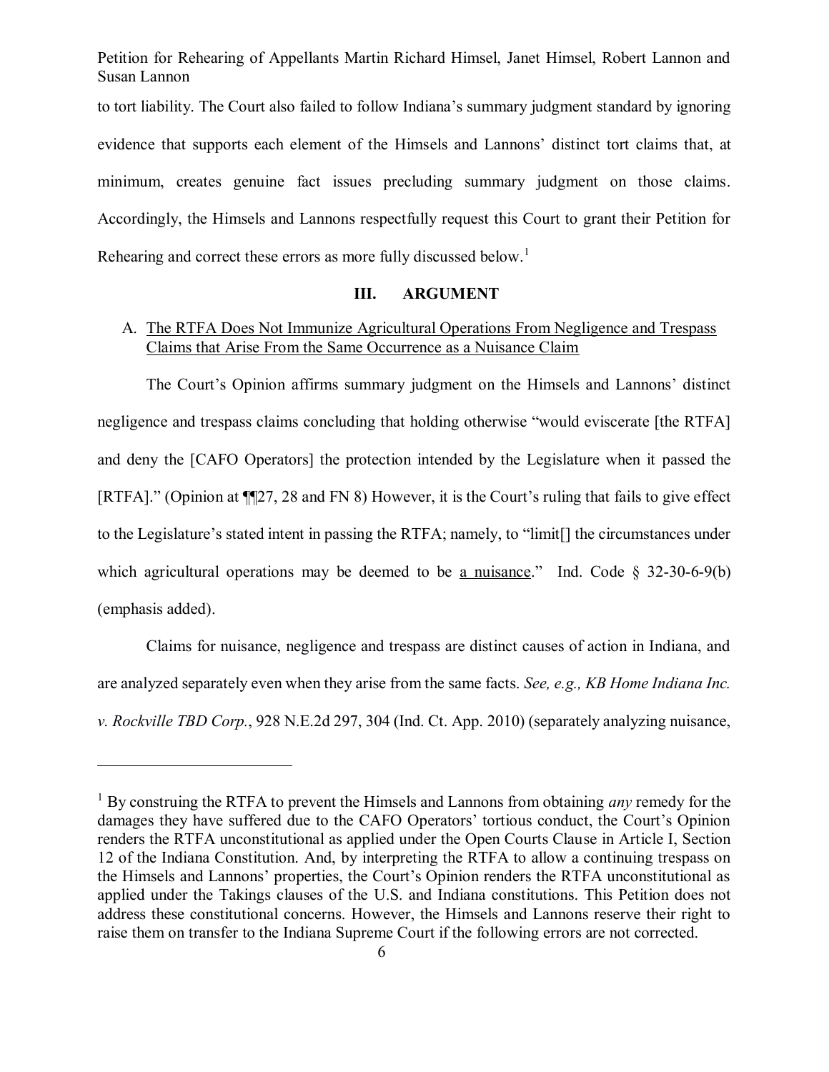to tort liability. The Court also failed to follow Indiana's summary judgment standard by ignoring evidence that supports each element of the Himsels and Lannons' distinct tort claims that, at minimum, creates genuine fact issues precluding summary judgment on those claims. Accordingly, the Himsels and Lannons respectfully request this Court to grant their Petition for Rehearing and correct these errors as more fully discussed below.[1]

## III. ARGUMENT

### A. The RTFA Does Not Immunize Agricultural Operations From Negligence and Trespass Claims that Arise From the Same Occurrence as a Nuisance Claim

The Court's Opinion affirms summary judgment on the Himsels and Lannons' distinct negligence and trespass claims concluding that holding otherwise "would eviscerate [the RTFA] and deny the [CAFO Operators] the protection intended by the Legislature when it passed the [RTFA]." (Opinion at ¶¶27, 28 and FN 8) However, it is the Court's ruling that fails to give effect to the Legislature's stated intent in passing the RTFA; namely, to "limit[] the circumstances under which agricultural operations may be deemed to be a nuisance." Ind. Code § 32-30-6-9(b) (emphasis added).

Claims for nuisance, negligence and trespass are distinct causes of action in Indiana, and are analyzed separately even when they arise from the same facts. *See, e.g., KB Home Indiana Inc. v. Rockville TBD Corp.*, 928 N.E.2d 297, 304 (Ind. Ct. App. 2010) (separately analyzing nuisance,

---

[1] By construing the RTFA to prevent the Himsels and Lannons from obtaining *any* remedy for the damages they have suffered due to the CAFO Operators' tortious conduct, the Court's Opinion renders the RTFA unconstitutional as applied under the Open Courts Clause in Article I, Section 12 of the Indiana Constitution. And, by interpreting the RTFA to allow a continuing trespass on the Himsels and Lannons' properties, the Court's Opinion renders the RTFA unconstitutional as applied under the Takings clauses of the U.S. and Indiana constitutions. This Petition does not address these constitutional concerns. However, the Himsels and Lannons reserve their right to raise them on transfer to the Indiana Supreme Court if the following errors are not corrected.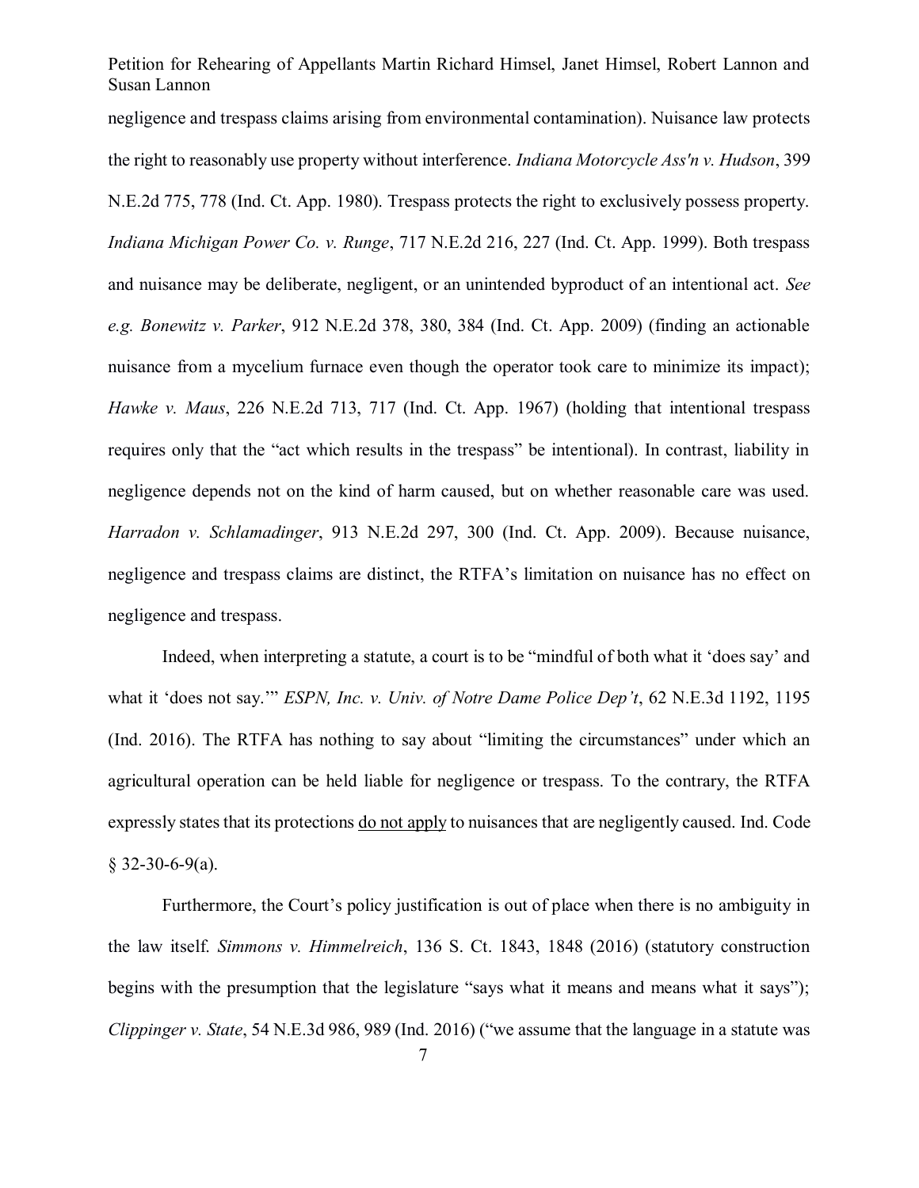negligence and trespass claims arising from environmental contamination). Nuisance law protects the right to reasonably use property without interference. *Indiana Motorcycle Ass'n v. Hudson*, 399 N.E.2d 775, 778 (Ind. Ct. App. 1980). Trespass protects the right to exclusively possess property. *Indiana Michigan Power Co. v. Runge*, 717 N.E.2d 216, 227 (Ind. Ct. App. 1999). Both trespass and nuisance may be deliberate, negligent, or an unintended byproduct of an intentional act. *See e.g. Bonewitz v. Parker*, 912 N.E.2d 378, 380, 384 (Ind. Ct. App. 2009) (finding an actionable nuisance from a mycelium furnace even though the operator took care to minimize its impact); *Hawke v. Maus*, 226 N.E.2d 713, 717 (Ind. Ct. App. 1967) (holding that intentional trespass requires only that the "act which results in the trespass" be intentional). In contrast, liability in negligence depends not on the kind of harm caused, but on whether reasonable care was used. *Harradon v. Schlamadinger*, 913 N.E.2d 297, 300 (Ind. Ct. App. 2009). Because nuisance, negligence and trespass claims are distinct, the RTFA's limitation on nuisance has no effect on negligence and trespass.

Indeed, when interpreting a statute, a court is to be "mindful of both what it 'does say' and what it 'does not say.'" *ESPN, Inc. v. Univ. of Notre Dame Police Dep't*, 62 N.E.3d 1192, 1195 (Ind. 2016). The RTFA has nothing to say about "limiting the circumstances" under which an agricultural operation can be held liable for negligence or trespass. To the contrary, the RTFA expressly states that its protections <u>do not apply</u> to nuisances that are negligently caused. Ind. Code § 32-30-6-9(a).

Furthermore, the Court's policy justification is out of place when there is no ambiguity in the law itself. *Simmons v. Himmelreich*, 136 S. Ct. 1843, 1848 (2016) (statutory construction begins with the presumption that the legislature "says what it means and means what it says"); *Clippinger v. State*, 54 N.E.3d 986, 989 (Ind. 2016) ("we assume that the language in a statute was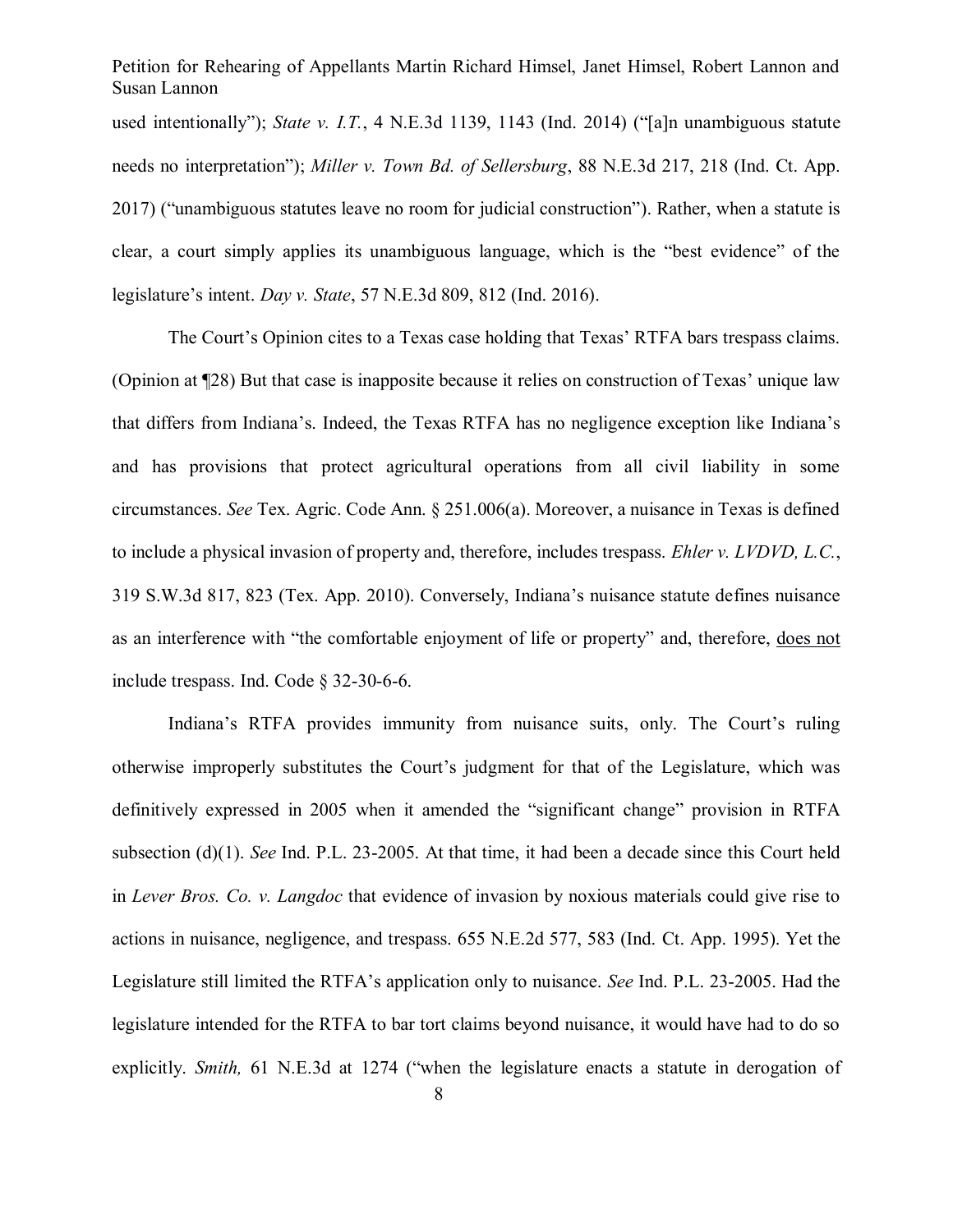used intentionally"); *State v. I.T.*, 4 N.E.3d 1139, 1143 (Ind. 2014) ("[a]n unambiguous statute needs no interpretation"); *Miller v. Town Bd. of Sellersburg*, 88 N.E.3d 217, 218 (Ind. Ct. App. 2017) ("unambiguous statutes leave no room for judicial construction"). Rather, when a statute is clear, a court simply applies its unambiguous language, which is the "best evidence" of the legislature's intent. *Day v. State*, 57 N.E.3d 809, 812 (Ind. 2016).

The Court's Opinion cites to a Texas case holding that Texas' RTFA bars trespass claims. (Opinion at ¶28) But that case is inapposite because it relies on construction of Texas' unique law that differs from Indiana's. Indeed, the Texas RTFA has no negligence exception like Indiana's and has provisions that protect agricultural operations from all civil liability in some circumstances. *See* Tex. Agric. Code Ann. § 251.006(a). Moreover, a nuisance in Texas is defined to include a physical invasion of property and, therefore, includes trespass. *Ehler v. LVDVD, L.C.*, 319 S.W.3d 817, 823 (Tex. App. 2010). Conversely, Indiana's nuisance statute defines nuisance as an interference with "the comfortable enjoyment of life or property" and, therefore, <u>does not</u> include trespass. Ind. Code § 32-30-6-6.

Indiana's RTFA provides immunity from nuisance suits, only. The Court's ruling otherwise improperly substitutes the Court's judgment for that of the Legislature, which was definitively expressed in 2005 when it amended the "significant change" provision in RTFA subsection (d)(1). *See* Ind. P.L. 23-2005. At that time, it had been a decade since this Court held in *Lever Bros. Co. v. Langdoc* that evidence of invasion by noxious materials could give rise to actions in nuisance, negligence, and trespass. 655 N.E.2d 577, 583 (Ind. Ct. App. 1995). Yet the Legislature still limited the RTFA's application only to nuisance. *See* Ind. P.L. 23-2005. Had the legislature intended for the RTFA to bar tort claims beyond nuisance, it would have had to do so explicitly. *Smith,* 61 N.E.3d at 1274 ("when the legislature enacts a statute in derogation of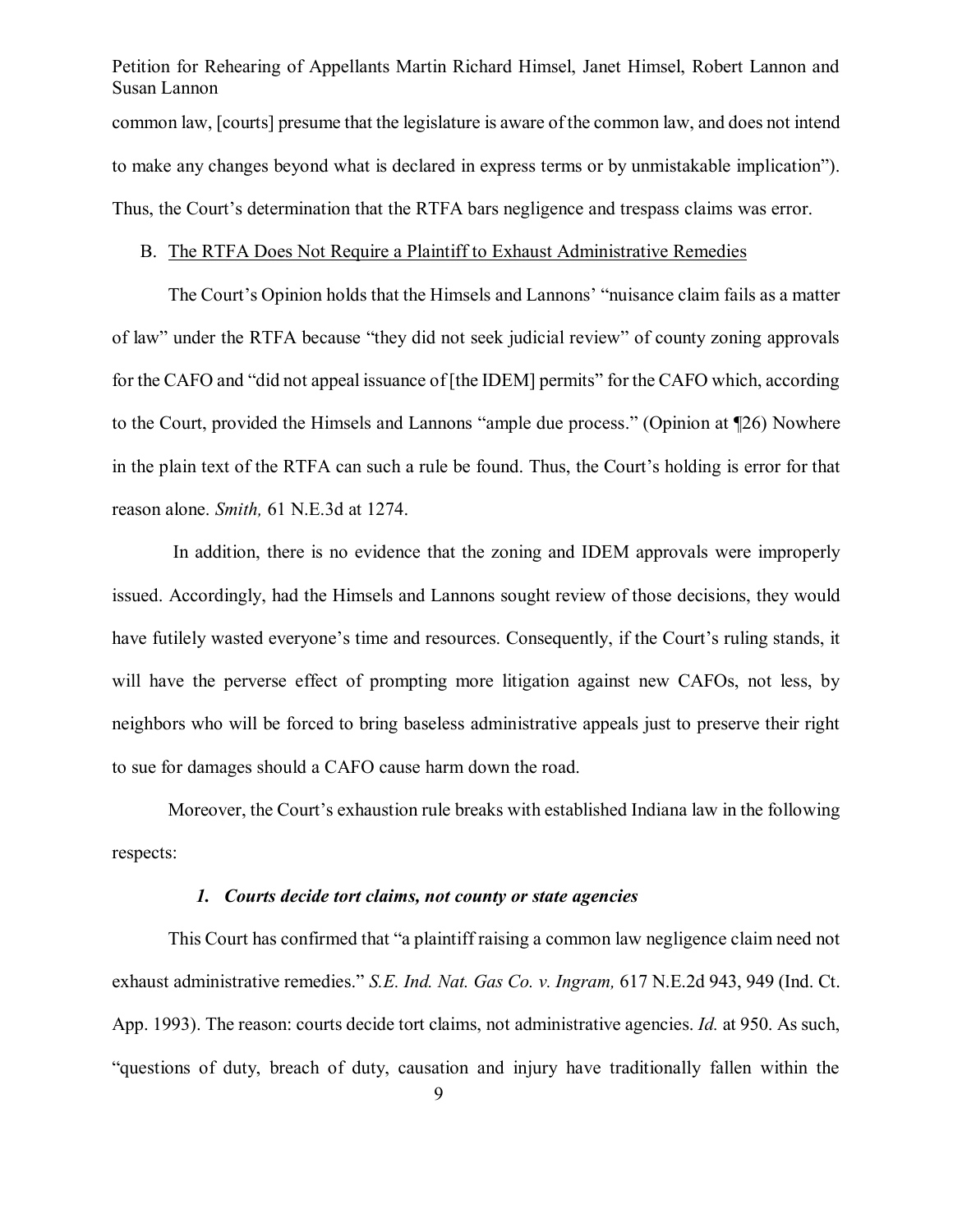common law, [courts] presume that the legislature is aware of the common law, and does not intend to make any changes beyond what is declared in express terms or by unmistakable implication"). Thus, the Court's determination that the RTFA bars negligence and trespass claims was error.

B. <u>The RTFA Does Not Require a Plaintiff to Exhaust Administrative Remedies</u>

The Court's Opinion holds that the Himsels and Lannons' "nuisance claim fails as a matter of law" under the RTFA because "they did not seek judicial review" of county zoning approvals for the CAFO and "did not appeal issuance of [the IDEM] permits" for the CAFO which, according to the Court, provided the Himsels and Lannons "ample due process." (Opinion at ¶26) Nowhere in the plain text of the RTFA can such a rule be found. Thus, the Court's holding is error for that reason alone. *Smith,* 61 N.E.3d at 1274.

In addition, there is no evidence that the zoning and IDEM approvals were improperly issued. Accordingly, had the Himsels and Lannons sought review of those decisions, they would have futilely wasted everyone's time and resources. Consequently, if the Court's ruling stands, it will have the perverse effect of prompting more litigation against new CAFOs, not less, by neighbors who will be forced to bring baseless administrative appeals just to preserve their right to sue for damages should a CAFO cause harm down the road.

Moreover, the Court's exhaustion rule breaks with established Indiana law in the following respects:

***1. Courts decide tort claims, not county or state agencies***

This Court has confirmed that "a plaintiff raising a common law negligence claim need not exhaust administrative remedies." *S.E. Ind. Nat. Gas Co. v. Ingram,* 617 N.E.2d 943, 949 (Ind. Ct. App. 1993). The reason: courts decide tort claims, not administrative agencies. *Id.* at 950. As such, "questions of duty, breach of duty, causation and injury have traditionally fallen within the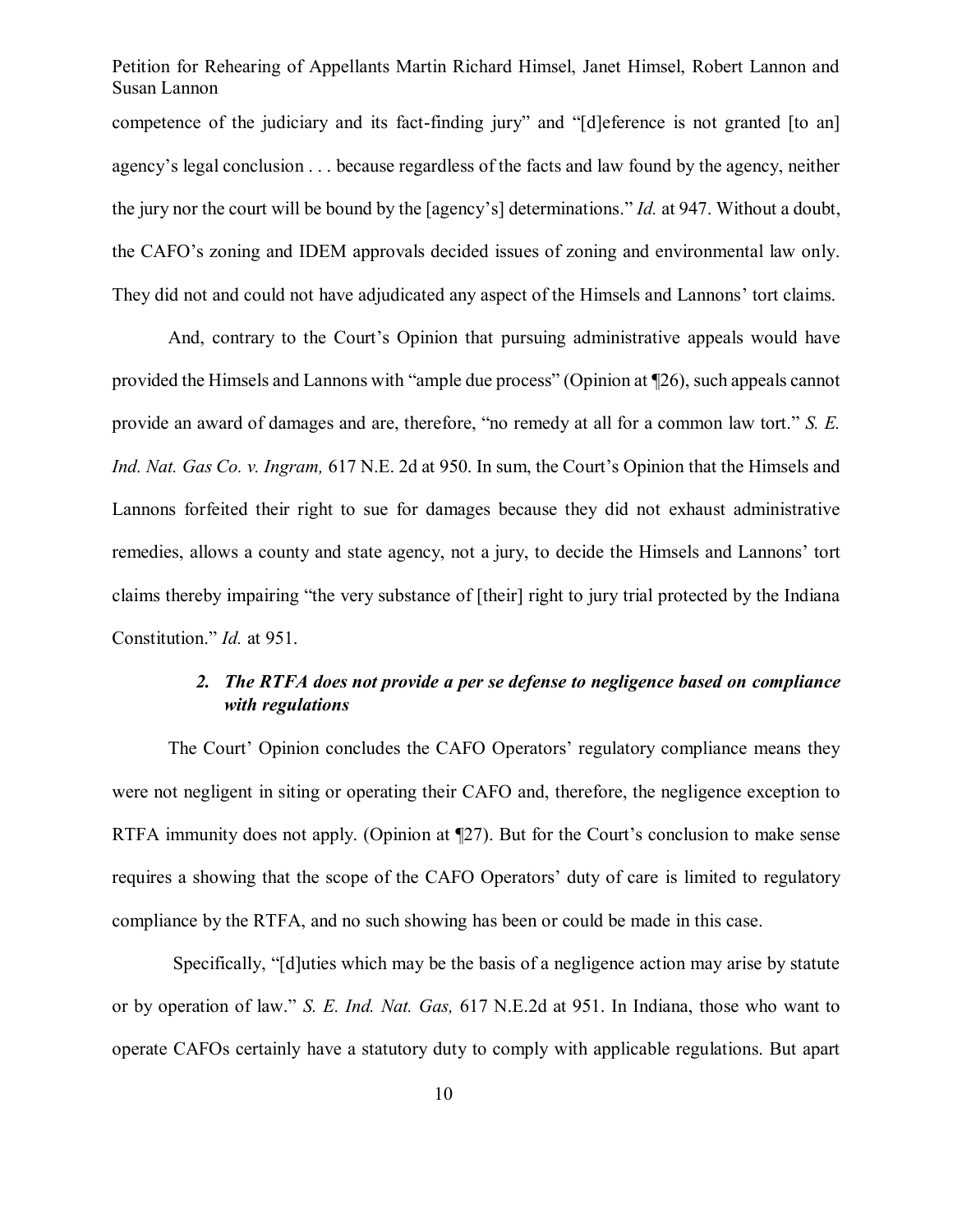competence of the judiciary and its fact-finding jury" and "[d]eference is not granted [to an] agency's legal conclusion . . . because regardless of the facts and law found by the agency, neither the jury nor the court will be bound by the [agency's] determinations." *Id.* at 947. Without a doubt, the CAFO's zoning and IDEM approvals decided issues of zoning and environmental law only. They did not and could not have adjudicated any aspect of the Himsels and Lannons' tort claims.

And, contrary to the Court's Opinion that pursuing administrative appeals would have provided the Himsels and Lannons with "ample due process" (Opinion at ¶26), such appeals cannot provide an award of damages and are, therefore, "no remedy at all for a common law tort." *S. E. Ind. Nat. Gas Co. v. Ingram,* 617 N.E. 2d at 950. In sum, the Court's Opinion that the Himsels and Lannons forfeited their right to sue for damages because they did not exhaust administrative remedies, allows a county and state agency, not a jury, to decide the Himsels and Lannons' tort claims thereby impairing "the very substance of [their] right to jury trial protected by the Indiana Constitution." *Id.* at 951.

### ***2. The RTFA does not provide a per se defense to negligence based on compliance with regulations***

The Court' Opinion concludes the CAFO Operators' regulatory compliance means they were not negligent in siting or operating their CAFO and, therefore, the negligence exception to RTFA immunity does not apply. (Opinion at ¶27). But for the Court's conclusion to make sense requires a showing that the scope of the CAFO Operators' duty of care is limited to regulatory compliance by the RTFA, and no such showing has been or could be made in this case.

Specifically, "[d]uties which may be the basis of a negligence action may arise by statute or by operation of law." *S. E. Ind. Nat. Gas,* 617 N.E.2d at 951. In Indiana, those who want to operate CAFOs certainly have a statutory duty to comply with applicable regulations. But apart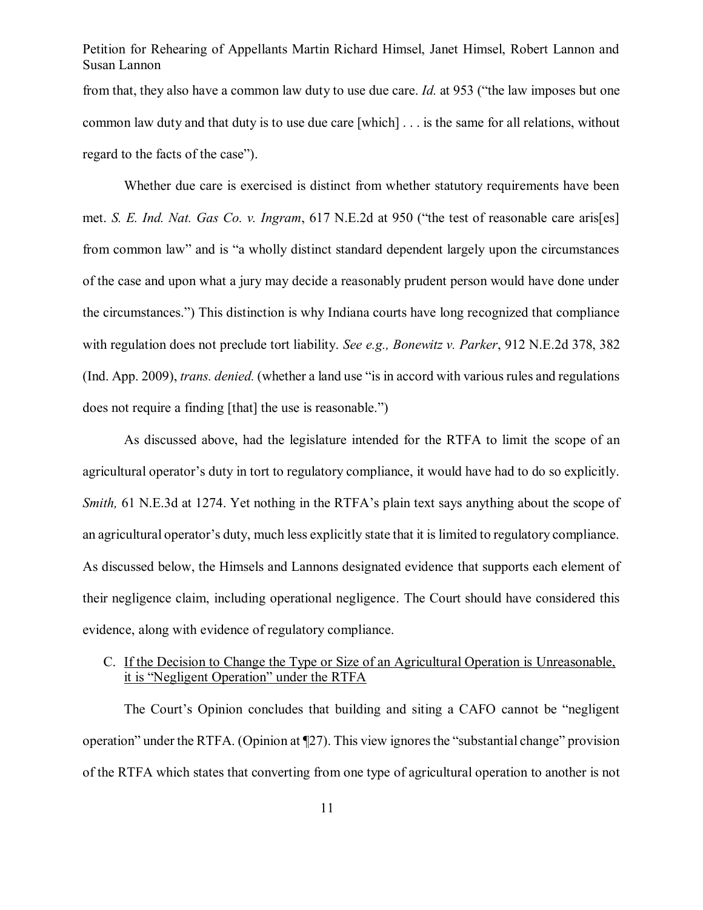from that, they also have a common law duty to use due care. *Id.* at 953 ("the law imposes but one common law duty and that duty is to use due care [which] . . . is the same for all relations, without regard to the facts of the case").

Whether due care is exercised is distinct from whether statutory requirements have been met. *S. E. Ind. Nat. Gas Co. v. Ingram*, 617 N.E.2d at 950 ("the test of reasonable care aris[es] from common law" and is "a wholly distinct standard dependent largely upon the circumstances of the case and upon what a jury may decide a reasonably prudent person would have done under the circumstances.") This distinction is why Indiana courts have long recognized that compliance with regulation does not preclude tort liability. *See e.g., Bonewitz v. Parker*, 912 N.E.2d 378, 382 (Ind. App. 2009), *trans. denied.* (whether a land use "is in accord with various rules and regulations does not require a finding [that] the use is reasonable.")

As discussed above, had the legislature intended for the RTFA to limit the scope of an agricultural operator's duty in tort to regulatory compliance, it would have had to do so explicitly. *Smith,* 61 N.E.3d at 1274. Yet nothing in the RTFA's plain text says anything about the scope of an agricultural operator's duty, much less explicitly state that it is limited to regulatory compliance. As discussed below, the Himsels and Lannons designated evidence that supports each element of their negligence claim, including operational negligence. The Court should have considered this evidence, along with evidence of regulatory compliance.

C. <u>If the Decision to Change the Type or Size of an Agricultural Operation is Unreasonable, it is "Negligent Operation" under the RTFA</u>

The Court's Opinion concludes that building and siting a CAFO cannot be "negligent operation" under the RTFA. (Opinion at ¶27). This view ignores the "substantial change" provision of the RTFA which states that converting from one type of agricultural operation to another is not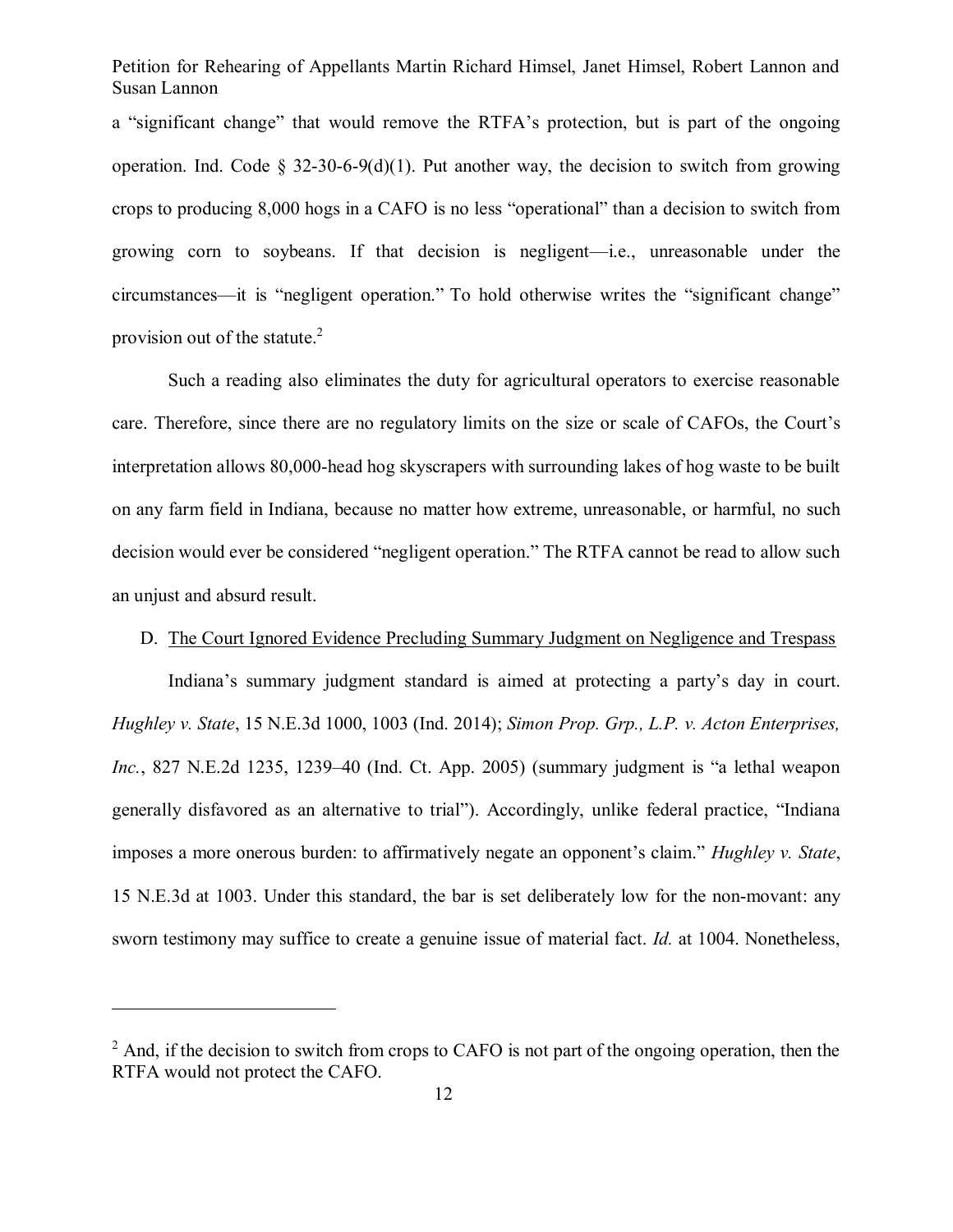a "significant change" that would remove the RTFA's protection, but is part of the ongoing operation. Ind. Code § 32-30-6-9(d)(1). Put another way, the decision to switch from growing crops to producing 8,000 hogs in a CAFO is no less "operational" than a decision to switch from growing corn to soybeans. If that decision is negligent—i.e., unreasonable under the circumstances—it is "negligent operation." To hold otherwise writes the "significant change" provision out of the statute.[2]

Such a reading also eliminates the duty for agricultural operators to exercise reasonable care. Therefore, since there are no regulatory limits on the size or scale of CAFOs, the Court's interpretation allows 80,000-head hog skyscrapers with surrounding lakes of hog waste to be built on any farm field in Indiana, because no matter how extreme, unreasonable, or harmful, no such decision would ever be considered "negligent operation." The RTFA cannot be read to allow such an unjust and absurd result.

D. <u>The Court Ignored Evidence Precluding Summary Judgment on Negligence and Trespass</u>

Indiana's summary judgment standard is aimed at protecting a party's day in court. *Hughley v. State*, 15 N.E.3d 1000, 1003 (Ind. 2014); *Simon Prop. Grp., L.P. v. Acton Enterprises, Inc.*, 827 N.E.2d 1235, 1239–40 (Ind. Ct. App. 2005) (summary judgment is "a lethal weapon generally disfavored as an alternative to trial"). Accordingly, unlike federal practice, "Indiana imposes a more onerous burden: to affirmatively negate an opponent's claim." *Hughley v. State*, 15 N.E.3d at 1003. Under this standard, the bar is set deliberately low for the non-movant: any sworn testimony may suffice to create a genuine issue of material fact. *Id.* at 1004. Nonetheless,

---

[2] And, if the decision to switch from crops to CAFO is not part of the ongoing operation, then the RTFA would not protect the CAFO.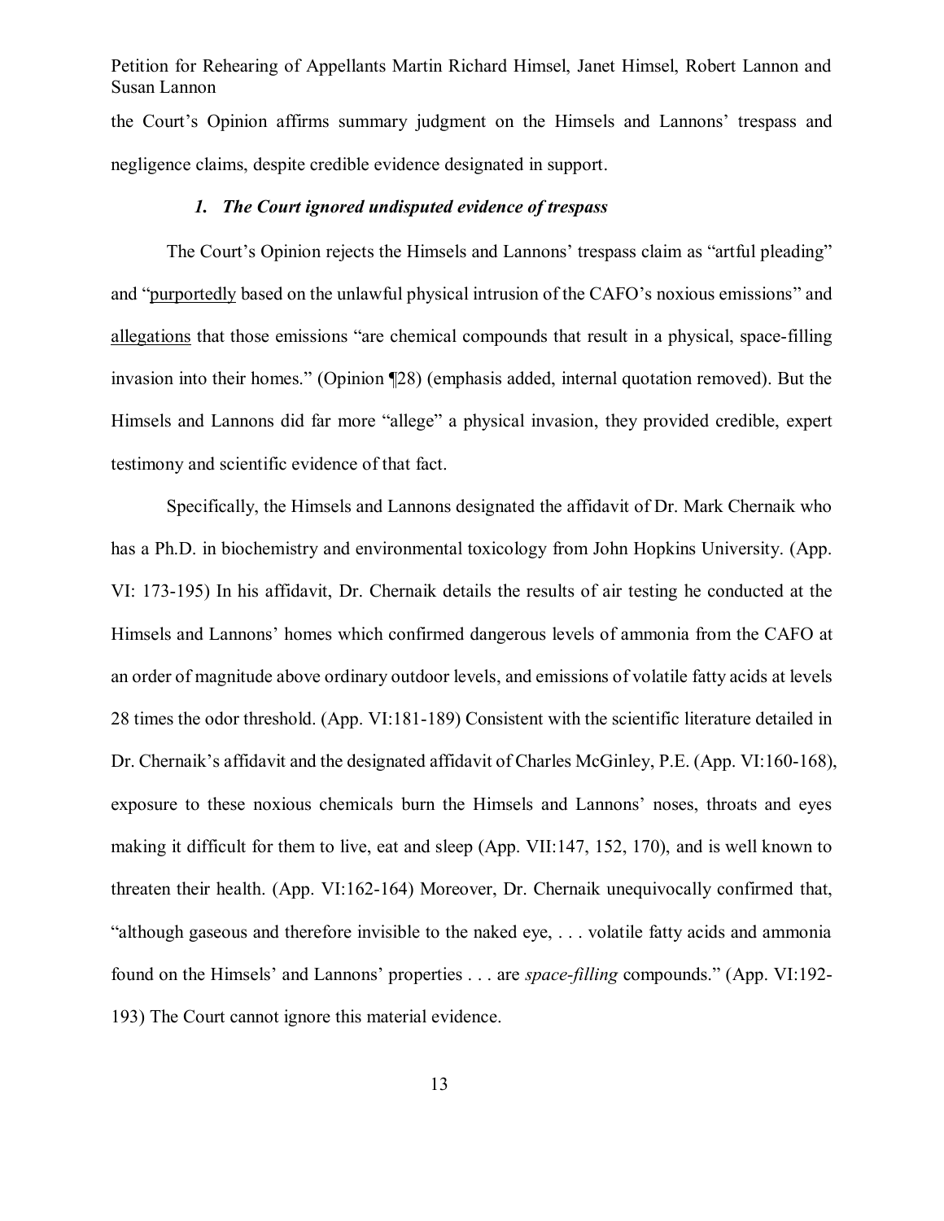the Court's Opinion affirms summary judgment on the Himsels and Lannons' trespass and negligence claims, despite credible evidence designated in support.

### *1. The Court ignored undisputed evidence of trespass*

The Court's Opinion rejects the Himsels and Lannons' trespass claim as "artful pleading" and "<u>purportedly</u> based on the unlawful physical intrusion of the CAFO's noxious emissions" and <u>allegations</u> that those emissions "are chemical compounds that result in a physical, space-filling invasion into their homes." (Opinion ¶28) (emphasis added, internal quotation removed). But the Himsels and Lannons did far more "allege" a physical invasion, they provided credible, expert testimony and scientific evidence of that fact.

Specifically, the Himsels and Lannons designated the affidavit of Dr. Mark Chernaik who has a Ph.D. in biochemistry and environmental toxicology from John Hopkins University. (App. VI: 173-195) In his affidavit, Dr. Chernaik details the results of air testing he conducted at the Himsels and Lannons' homes which confirmed dangerous levels of ammonia from the CAFO at an order of magnitude above ordinary outdoor levels, and emissions of volatile fatty acids at levels 28 times the odor threshold. (App. VI:181-189) Consistent with the scientific literature detailed in Dr. Chernaik's affidavit and the designated affidavit of Charles McGinley, P.E. (App. VI:160-168), exposure to these noxious chemicals burn the Himsels and Lannons' noses, throats and eyes making it difficult for them to live, eat and sleep (App. VII:147, 152, 170), and is well known to threaten their health. (App. VI:162-164) Moreover, Dr. Chernaik unequivocally confirmed that, "although gaseous and therefore invisible to the naked eye, . . . volatile fatty acids and ammonia found on the Himsels' and Lannons' properties . . . are *space-filling* compounds." (App. VI:192-193) The Court cannot ignore this material evidence.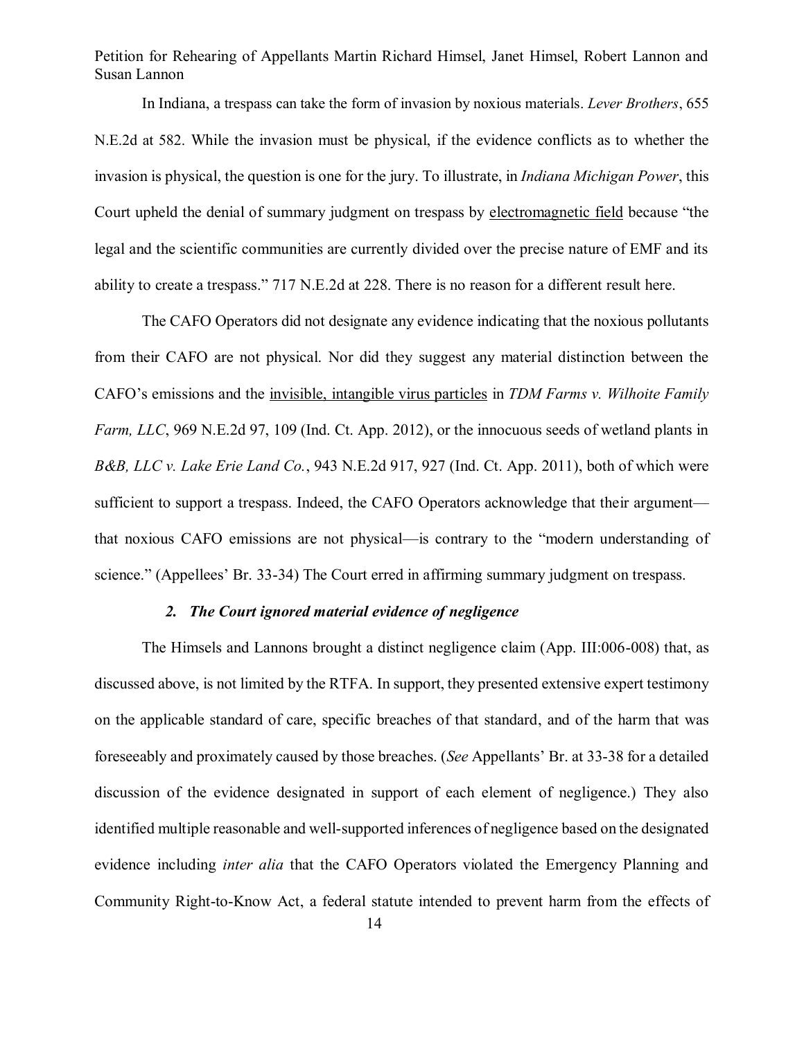In Indiana, a trespass can take the form of invasion by noxious materials. *Lever Brothers*, 655 N.E.2d at 582. While the invasion must be physical, if the evidence conflicts as to whether the invasion is physical, the question is one for the jury. To illustrate, in *Indiana Michigan Power*, this Court upheld the denial of summary judgment on trespass by electromagnetic field because "the legal and the scientific communities are currently divided over the precise nature of EMF and its ability to create a trespass." 717 N.E.2d at 228. There is no reason for a different result here.

The CAFO Operators did not designate any evidence indicating that the noxious pollutants from their CAFO are not physical. Nor did they suggest any material distinction between the CAFO's emissions and the invisible, intangible virus particles in *TDM Farms v. Wilhoite Family Farm, LLC*, 969 N.E.2d 97, 109 (Ind. Ct. App. 2012), or the innocuous seeds of wetland plants in *B&B, LLC v. Lake Erie Land Co.*, 943 N.E.2d 917, 927 (Ind. Ct. App. 2011), both of which were sufficient to support a trespass. Indeed, the CAFO Operators acknowledge that their argument—that noxious CAFO emissions are not physical—is contrary to the "modern understanding of science." (Appellees' Br. 33-34) The Court erred in affirming summary judgment on trespass.

#### *2. The Court ignored material evidence of negligence*

The Himsels and Lannons brought a distinct negligence claim (App. III:006-008) that, as discussed above, is not limited by the RTFA. In support, they presented extensive expert testimony on the applicable standard of care, specific breaches of that standard, and of the harm that was foreseeably and proximately caused by those breaches. (*See* Appellants' Br. at 33-38 for a detailed discussion of the evidence designated in support of each element of negligence.) They also identified multiple reasonable and well-supported inferences of negligence based on the designated evidence including *inter alia* that the CAFO Operators violated the Emergency Planning and Community Right-to-Know Act, a federal statute intended to prevent harm from the effects of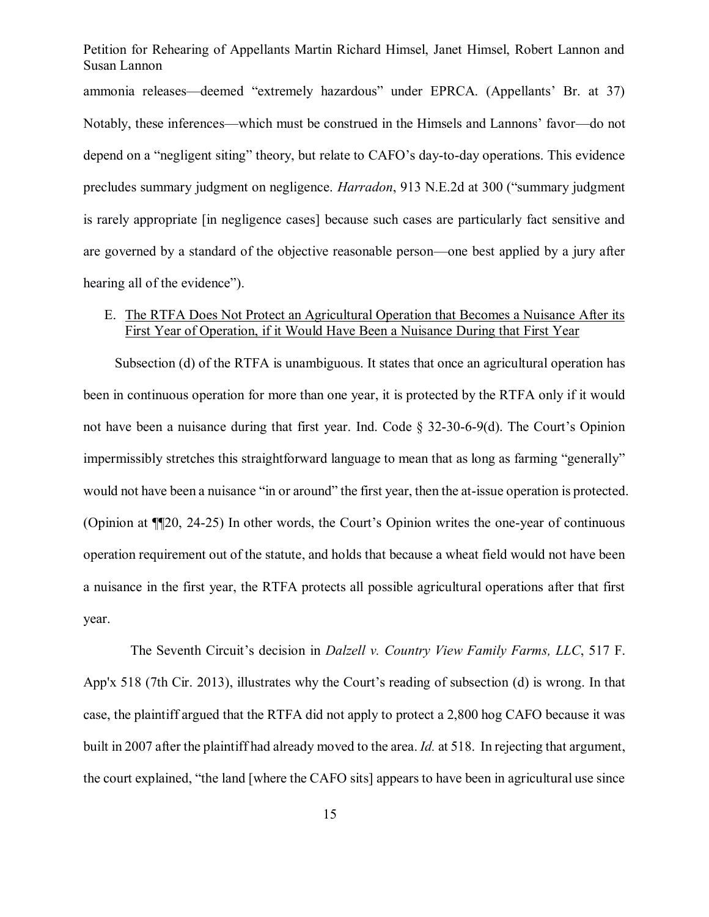ammonia releases—deemed "extremely hazardous" under EPRCA. (Appellants' Br. at 37) Notably, these inferences—which must be construed in the Himsels and Lannons' favor—do not depend on a "negligent siting" theory, but relate to CAFO's day-to-day operations. This evidence precludes summary judgment on negligence. *Harradon*, 913 N.E.2d at 300 ("summary judgment is rarely appropriate [in negligence cases] because such cases are particularly fact sensitive and are governed by a standard of the objective reasonable person—one best applied by a jury after hearing all of the evidence").

E. <u>The RTFA Does Not Protect an Agricultural Operation that Becomes a Nuisance After its First Year of Operation, if it Would Have Been a Nuisance During that First Year</u>

Subsection (d) of the RTFA is unambiguous. It states that once an agricultural operation has been in continuous operation for more than one year, it is protected by the RTFA only if it would not have been a nuisance during that first year. Ind. Code § 32-30-6-9(d). The Court's Opinion impermissibly stretches this straightforward language to mean that as long as farming "generally" would not have been a nuisance "in or around" the first year, then the at-issue operation is protected. (Opinion at ¶¶20, 24-25) In other words, the Court's Opinion writes the one-year of continuous operation requirement out of the statute, and holds that because a wheat field would not have been a nuisance in the first year, the RTFA protects all possible agricultural operations after that first year.

The Seventh Circuit's decision in *Dalzell v. Country View Family Farms, LLC*, 517 F. App'x 518 (7th Cir. 2013), illustrates why the Court's reading of subsection (d) is wrong. In that case, the plaintiff argued that the RTFA did not apply to protect a 2,800 hog CAFO because it was built in 2007 after the plaintiff had already moved to the area. *Id.* at 518. In rejecting that argument, the court explained, "the land [where the CAFO sits] appears to have been in agricultural use since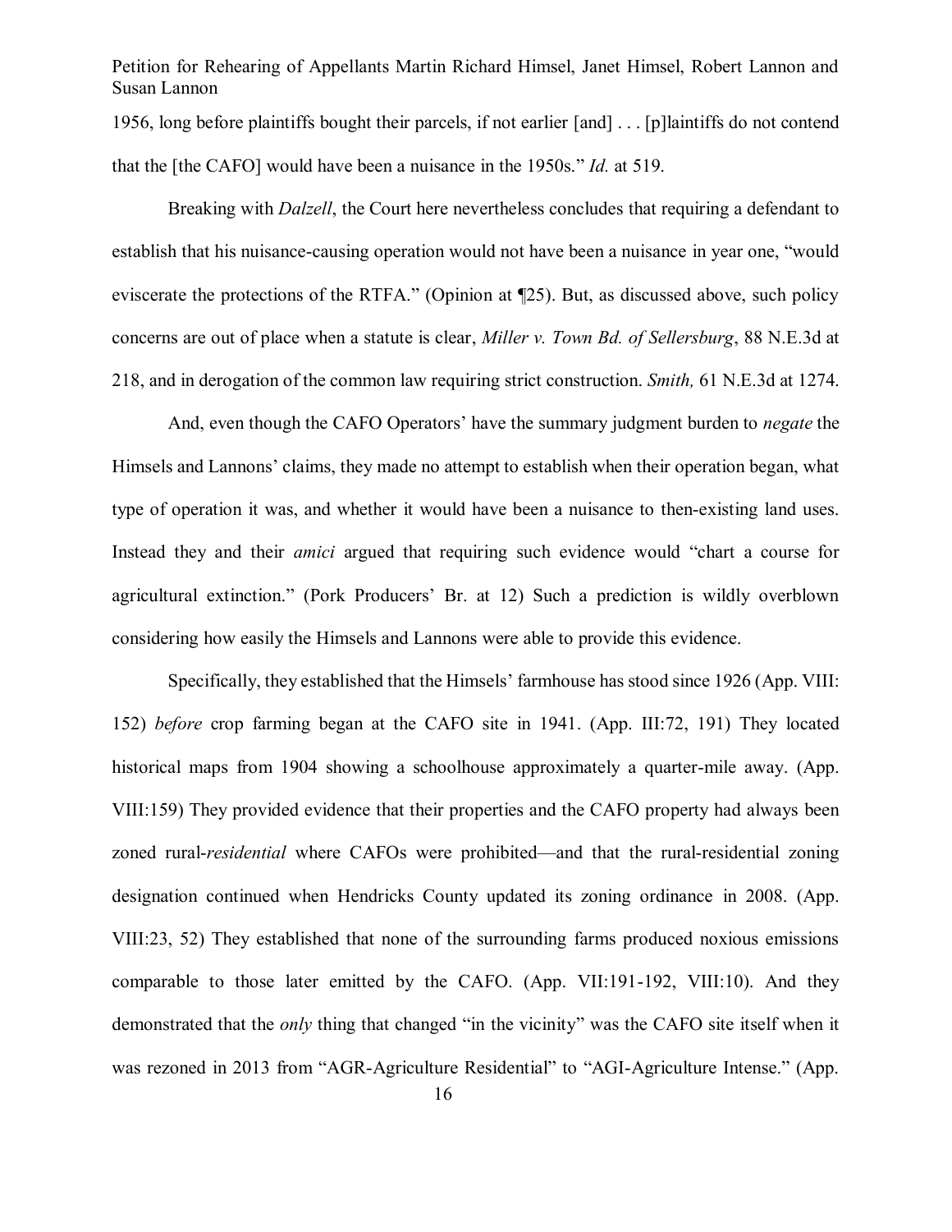1956, long before plaintiffs bought their parcels, if not earlier [and] . . . [p]laintiffs do not contend that the [the CAFO] would have been a nuisance in the 1950s." *Id.* at 519.

Breaking with *Dalzell*, the Court here nevertheless concludes that requiring a defendant to establish that his nuisance-causing operation would not have been a nuisance in year one, "would eviscerate the protections of the RTFA." (Opinion at ¶25). But, as discussed above, such policy concerns are out of place when a statute is clear, *Miller v. Town Bd. of Sellersburg*, 88 N.E.3d at 218, and in derogation of the common law requiring strict construction. *Smith,* 61 N.E.3d at 1274.

And, even though the CAFO Operators' have the summary judgment burden to *negate* the Himsels and Lannons' claims, they made no attempt to establish when their operation began, what type of operation it was, and whether it would have been a nuisance to then-existing land uses. Instead they and their *amici* argued that requiring such evidence would "chart a course for agricultural extinction." (Pork Producers' Br. at 12) Such a prediction is wildly overblown considering how easily the Himsels and Lannons were able to provide this evidence.

Specifically, they established that the Himsels' farmhouse has stood since 1926 (App. VIII: 152) *before* crop farming began at the CAFO site in 1941. (App. III:72, 191) They located historical maps from 1904 showing a schoolhouse approximately a quarter-mile away. (App. VIII:159) They provided evidence that their properties and the CAFO property had always been zoned rural-*residential* where CAFOs were prohibited—and that the rural-residential zoning designation continued when Hendricks County updated its zoning ordinance in 2008. (App. VIII:23, 52) They established that none of the surrounding farms produced noxious emissions comparable to those later emitted by the CAFO. (App. VII:191-192, VIII:10). And they demonstrated that the *only* thing that changed "in the vicinity" was the CAFO site itself when it was rezoned in 2013 from "AGR-Agriculture Residential" to "AGI-Agriculture Intense." (App.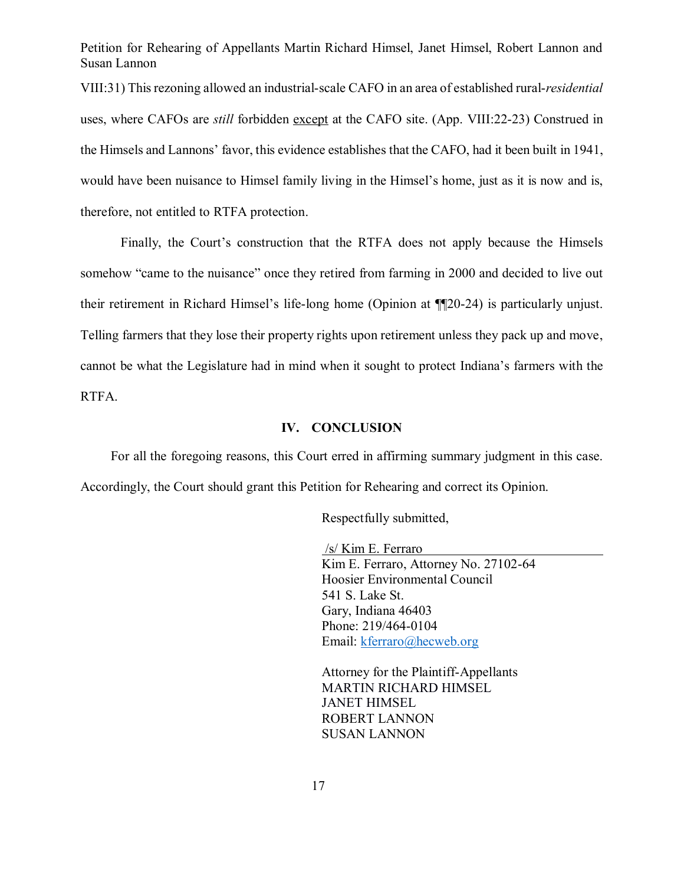VIII:31) This rezoning allowed an industrial-scale CAFO in an area of established rural-*residential* uses, where CAFOs are *still* forbidden <u>except</u> at the CAFO site. (App. VIII:22-23) Construed in the Himsels and Lannons' favor, this evidence establishes that the CAFO, had it been built in 1941, would have been nuisance to Himsel family living in the Himsel's home, just as it is now and is, therefore, not entitled to RTFA protection.

Finally, the Court's construction that the RTFA does not apply because the Himsels somehow "came to the nuisance" once they retired from farming in 2000 and decided to live out their retirement in Richard Himsel's life-long home (Opinion at ¶¶20-24) is particularly unjust. Telling farmers that they lose their property rights upon retirement unless they pack up and move, cannot be what the Legislature had in mind when it sought to protect Indiana's farmers with the RTFA.

## IV. CONCLUSION

For all the foregoing reasons, this Court erred in affirming summary judgment in this case. Accordingly, the Court should grant this Petition for Rehearing and correct its Opinion.

Respectfully submitted,

/s/ Kim E. Ferraro
Kim E. Ferraro, Attorney No. 27102-64
Hoosier Environmental Council
541 S. Lake St.
Gary, Indiana 46403
Phone: 219/464-0104
Email: kferraro@hecweb.org

Attorney for the Plaintiff-Appellants
MARTIN RICHARD HIMSEL
JANET HIMSEL
ROBERT LANNON
SUSAN LANNON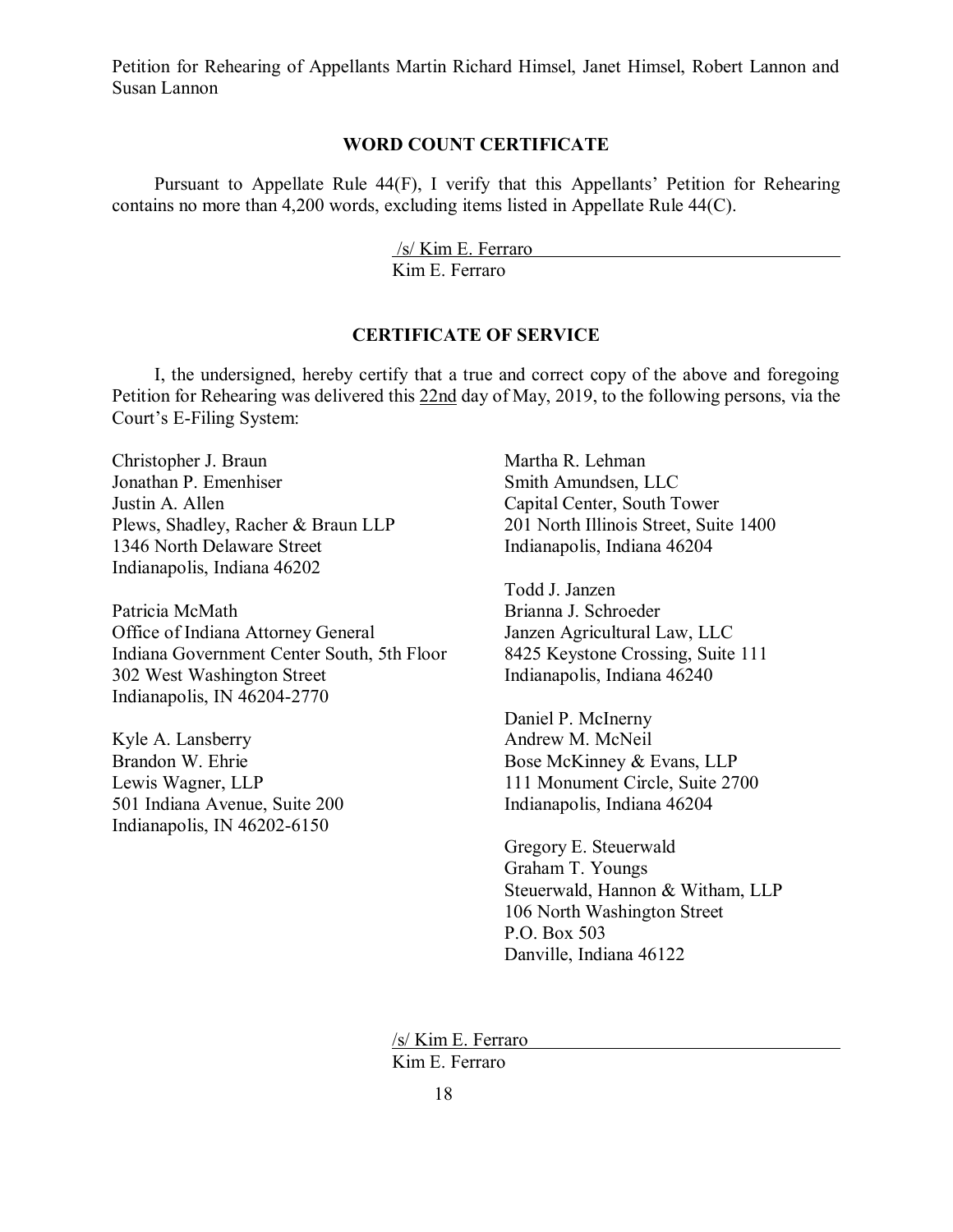## WORD COUNT CERTIFICATE

Pursuant to Appellate Rule 44(F), I verify that this Appellants' Petition for Rehearing contains no more than 4,200 words, excluding items listed in Appellate Rule 44(C).

/s/ Kim E. Ferraro
Kim E. Ferraro

## CERTIFICATE OF SERVICE

I, the undersigned, hereby certify that a true and correct copy of the above and foregoing Petition for Rehearing was delivered this 22nd day of May, 2019, to the following persons, via the Court's E-Filing System:

Christopher J. Braun
Jonathan P. Emenhiser
Justin A. Allen
Plews, Shadley, Racher & Braun LLP
1346 North Delaware Street
Indianapolis, Indiana 46202

Patricia McMath
Office of Indiana Attorney General
Indiana Government Center South, 5th Floor
302 West Washington Street
Indianapolis, IN 46204-2770

Kyle A. Lansberry
Brandon W. Ehrie
Lewis Wagner, LLP
501 Indiana Avenue, Suite 200
Indianapolis, IN 46202-6150

Martha R. Lehman
Smith Amundsen, LLC
Capital Center, South Tower
201 North Illinois Street, Suite 1400
Indianapolis, Indiana 46204

Todd J. Janzen
Brianna J. Schroeder
Janzen Agricultural Law, LLC
8425 Keystone Crossing, Suite 111
Indianapolis, Indiana 46240

Daniel P. McInerny
Andrew M. McNeil
Bose McKinney & Evans, LLP
111 Monument Circle, Suite 2700
Indianapolis, Indiana 46204

Gregory E. Steuerwald
Graham T. Youngs
Steuerwald, Hannon & Witham, LLP
106 North Washington Street
P.O. Box 503
Danville, Indiana 46122

/s/ Kim E. Ferraro
Kim E. Ferraro